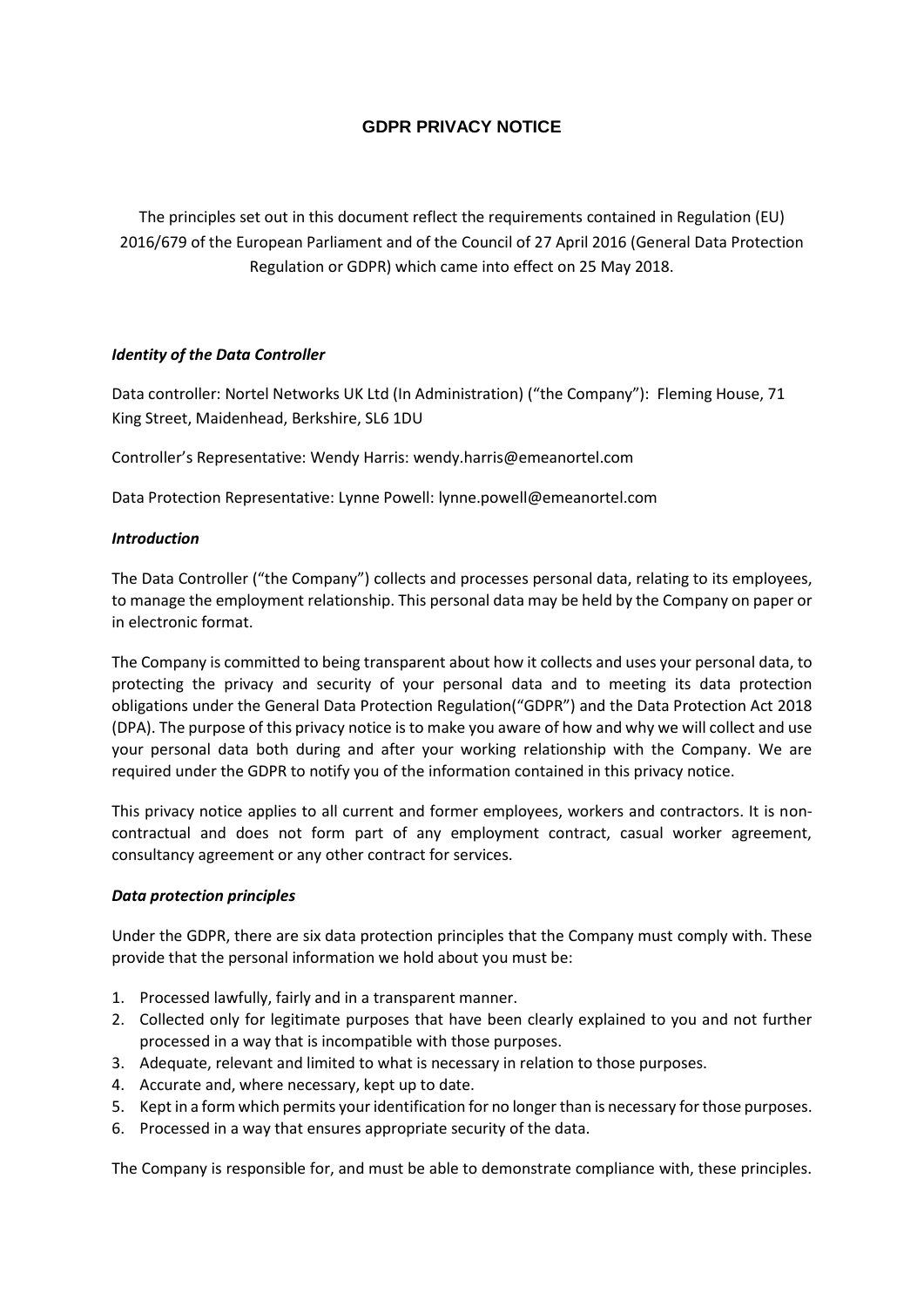# GDPR PRIVACY NOTICE

The principles set out in this document reflect the requirements contained in Regulation (EU) 2016/679 of the European Parliament and of the Council of 27 April 2016 (General Data Protection Regulation or GDPR) which came into effect on 25 May 2018.

### *Identity of the Data Controller*

Data controller: Nortel Networks UK Ltd (In Administration) ("the Company"): Fleming House, 71 King Street, Maidenhead, Berkshire, SL6 1DU

Controller's Representative: Wendy Harris: wendy.harris@emeanortel.com

Data Protection Representative: Lynne Powell: lynne.powell@emeanortel.com

### *Introduction*

The Data Controller ("the Company") collects and processes personal data, relating to its employees, to manage the employment relationship. This personal data may be held by the Company on paper or in electronic format.

The Company is committed to being transparent about how it collects and uses your personal data, to protecting the privacy and security of your personal data and to meeting its data protection obligations under the General Data Protection Regulation("GDPR") and the Data Protection Act 2018 (DPA). The purpose of this privacy notice is to make you aware of how and why we will collect and use your personal data both during and after your working relationship with the Company. We are required under the GDPR to notify you of the information contained in this privacy notice.

This privacy notice applies to all current and former employees, workers and contractors. It is non-contractual and does not form part of any employment contract, casual worker agreement, consultancy agreement or any other contract for services.

### *Data protection principles*

Under the GDPR, there are six data protection principles that the Company must comply with. These provide that the personal information we hold about you must be:

1. Processed lawfully, fairly and in a transparent manner.
2. Collected only for legitimate purposes that have been clearly explained to you and not further processed in a way that is incompatible with those purposes.
3. Adequate, relevant and limited to what is necessary in relation to those purposes.
4. Accurate and, where necessary, kept up to date.
5. Kept in a form which permits your identification for no longer than is necessary for those purposes.
6. Processed in a way that ensures appropriate security of the data.

The Company is responsible for, and must be able to demonstrate compliance with, these principles.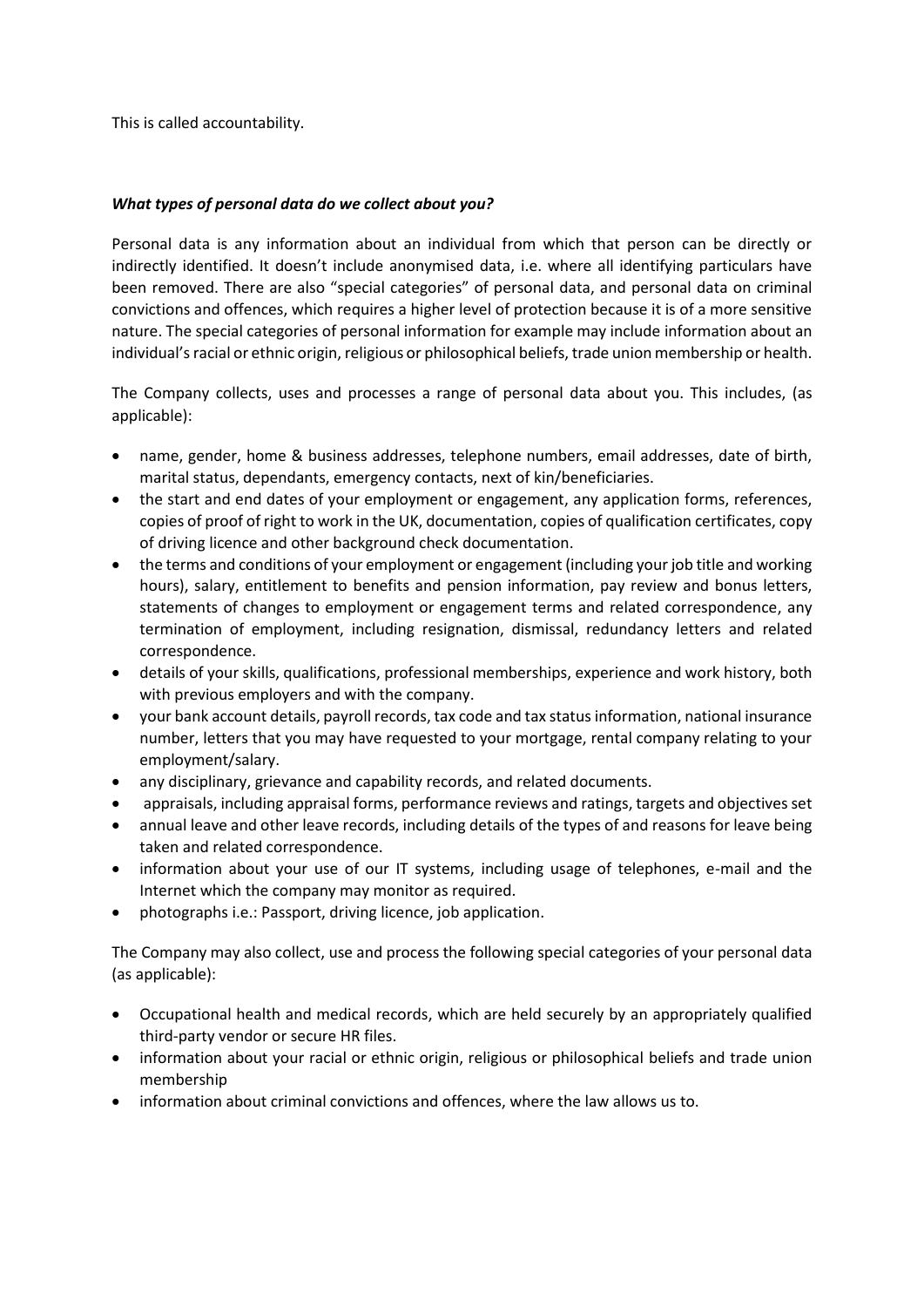This is called accountability.

***What types of personal data do we collect about you?***

Personal data is any information about an individual from which that person can be directly or indirectly identified. It doesn't include anonymised data, i.e. where all identifying particulars have been removed. There are also "special categories" of personal data, and personal data on criminal convictions and offences, which requires a higher level of protection because it is of a more sensitive nature. The special categories of personal information for example may include information about an individual's racial or ethnic origin, religious or philosophical beliefs, trade union membership or health.

The Company collects, uses and processes a range of personal data about you. This includes, (as applicable):

- name, gender, home & business addresses, telephone numbers, email addresses, date of birth, marital status, dependants, emergency contacts, next of kin/beneficiaries.
- the start and end dates of your employment or engagement, any application forms, references, copies of proof of right to work in the UK, documentation, copies of qualification certificates, copy of driving licence and other background check documentation.
- the terms and conditions of your employment or engagement (including your job title and working hours), salary, entitlement to benefits and pension information, pay review and bonus letters, statements of changes to employment or engagement terms and related correspondence, any termination of employment, including resignation, dismissal, redundancy letters and related correspondence.
- details of your skills, qualifications, professional memberships, experience and work history, both with previous employers and with the company.
- your bank account details, payroll records, tax code and tax status information, national insurance number, letters that you may have requested to your mortgage, rental company relating to your employment/salary.
- any disciplinary, grievance and capability records, and related documents.
- appraisals, including appraisal forms, performance reviews and ratings, targets and objectives set
- annual leave and other leave records, including details of the types of and reasons for leave being taken and related correspondence.
- information about your use of our IT systems, including usage of telephones, e-mail and the Internet which the company may monitor as required.
- photographs i.e.: Passport, driving licence, job application.

The Company may also collect, use and process the following special categories of your personal data (as applicable):

- Occupational health and medical records, which are held securely by an appropriately qualified third-party vendor or secure HR files.
- information about your racial or ethnic origin, religious or philosophical beliefs and trade union membership
- information about criminal convictions and offences, where the law allows us to.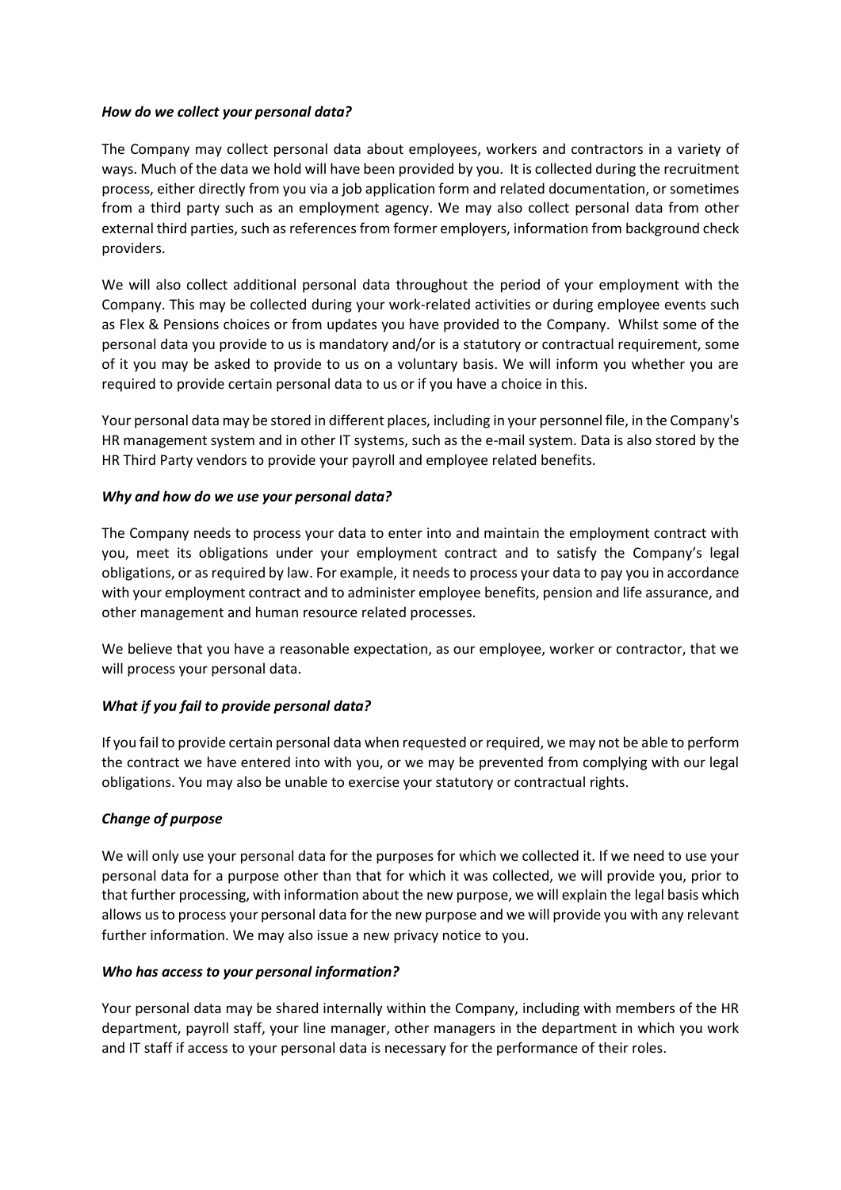### *How do we collect your personal data?*

The Company may collect personal data about employees, workers and contractors in a variety of ways. Much of the data we hold will have been provided by you. It is collected during the recruitment process, either directly from you via a job application form and related documentation, or sometimes from a third party such as an employment agency. We may also collect personal data from other external third parties, such as references from former employers, information from background check providers.

We will also collect additional personal data throughout the period of your employment with the Company. This may be collected during your work-related activities or during employee events such as Flex & Pensions choices or from updates you have provided to the Company. Whilst some of the personal data you provide to us is mandatory and/or is a statutory or contractual requirement, some of it you may be asked to provide to us on a voluntary basis. We will inform you whether you are required to provide certain personal data to us or if you have a choice in this.

Your personal data may be stored in different places, including in your personnel file, in the Company's HR management system and in other IT systems, such as the e-mail system. Data is also stored by the HR Third Party vendors to provide your payroll and employee related benefits.

### *Why and how do we use your personal data?*

The Company needs to process your data to enter into and maintain the employment contract with you, meet its obligations under your employment contract and to satisfy the Company's legal obligations, or as required by law. For example, it needs to process your data to pay you in accordance with your employment contract and to administer employee benefits, pension and life assurance, and other management and human resource related processes.

We believe that you have a reasonable expectation, as our employee, worker or contractor, that we will process your personal data.

### *What if you fail to provide personal data?*

If you fail to provide certain personal data when requested or required, we may not be able to perform the contract we have entered into with you, or we may be prevented from complying with our legal obligations. You may also be unable to exercise your statutory or contractual rights.

### *Change of purpose*

We will only use your personal data for the purposes for which we collected it. If we need to use your personal data for a purpose other than that for which it was collected, we will provide you, prior to that further processing, with information about the new purpose, we will explain the legal basis which allows us to process your personal data for the new purpose and we will provide you with any relevant further information. We may also issue a new privacy notice to you.

### *Who has access to your personal information?*

Your personal data may be shared internally within the Company, including with members of the HR department, payroll staff, your line manager, other managers in the department in which you work and IT staff if access to your personal data is necessary for the performance of their roles.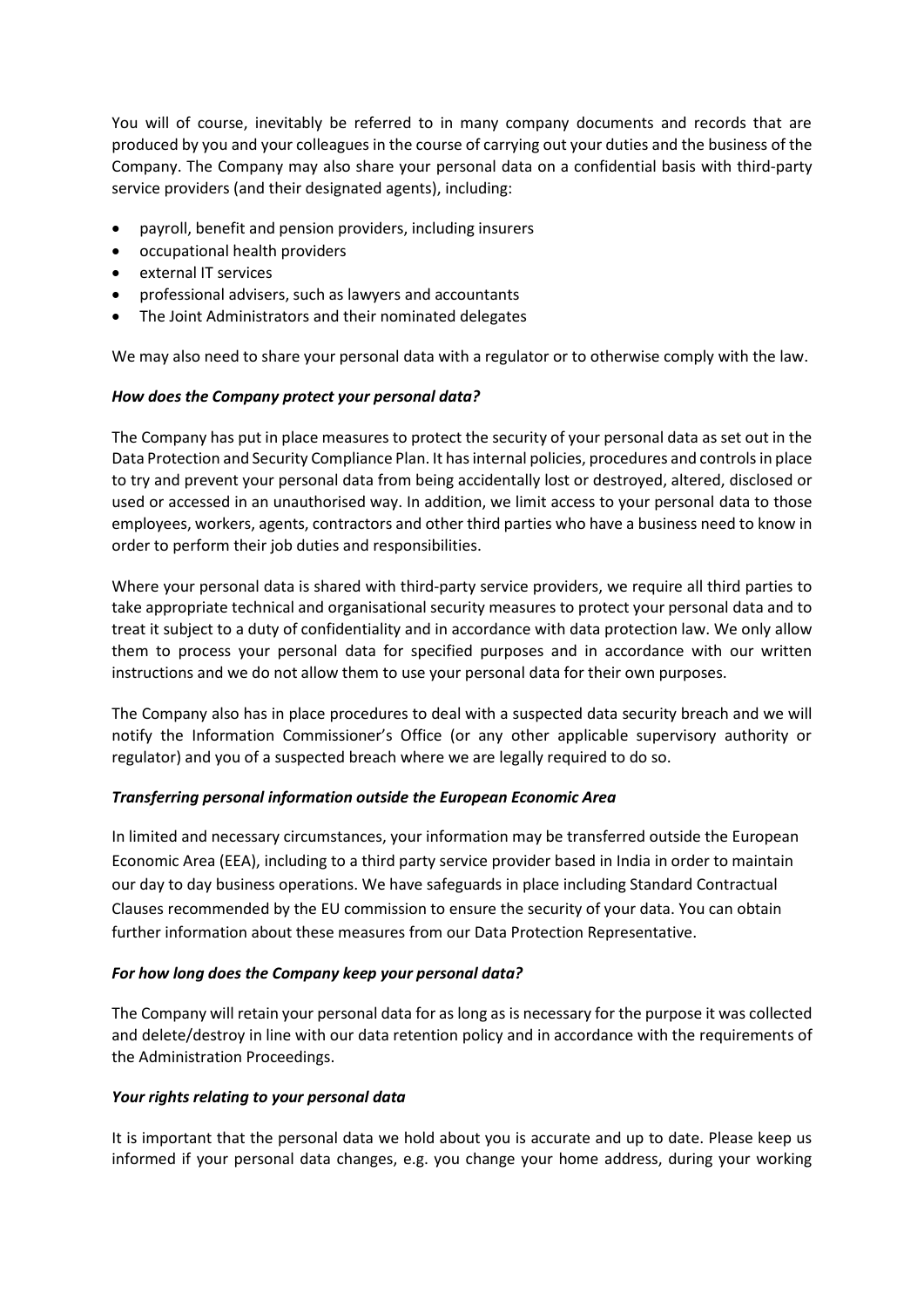You will of course, inevitably be referred to in many company documents and records that are produced by you and your colleagues in the course of carrying out your duties and the business of the Company. The Company may also share your personal data on a confidential basis with third-party service providers (and their designated agents), including:

- payroll, benefit and pension providers, including insurers
- occupational health providers
- external IT services
- professional advisers, such as lawyers and accountants
- The Joint Administrators and their nominated delegates

We may also need to share your personal data with a regulator or to otherwise comply with the law.

***How does the Company protect your personal data?***

The Company has put in place measures to protect the security of your personal data as set out in the Data Protection and Security Compliance Plan. It has internal policies, procedures and controls in place to try and prevent your personal data from being accidentally lost or destroyed, altered, disclosed or used or accessed in an unauthorised way. In addition, we limit access to your personal data to those employees, workers, agents, contractors and other third parties who have a business need to know in order to perform their job duties and responsibilities.

Where your personal data is shared with third-party service providers, we require all third parties to take appropriate technical and organisational security measures to protect your personal data and to treat it subject to a duty of confidentiality and in accordance with data protection law. We only allow them to process your personal data for specified purposes and in accordance with our written instructions and we do not allow them to use your personal data for their own purposes.

The Company also has in place procedures to deal with a suspected data security breach and we will notify the Information Commissioner's Office (or any other applicable supervisory authority or regulator) and you of a suspected breach where we are legally required to do so.

***Transferring personal information outside the European Economic Area***

In limited and necessary circumstances, your information may be transferred outside the European Economic Area (EEA), including to a third party service provider based in India in order to maintain our day to day business operations. We have safeguards in place including Standard Contractual Clauses recommended by the EU commission to ensure the security of your data. You can obtain further information about these measures from our Data Protection Representative.

***For how long does the Company keep your personal data?***

The Company will retain your personal data for as long as is necessary for the purpose it was collected and delete/destroy in line with our data retention policy and in accordance with the requirements of the Administration Proceedings.

***Your rights relating to your personal data***

It is important that the personal data we hold about you is accurate and up to date. Please keep us informed if your personal data changes, e.g. you change your home address, during your working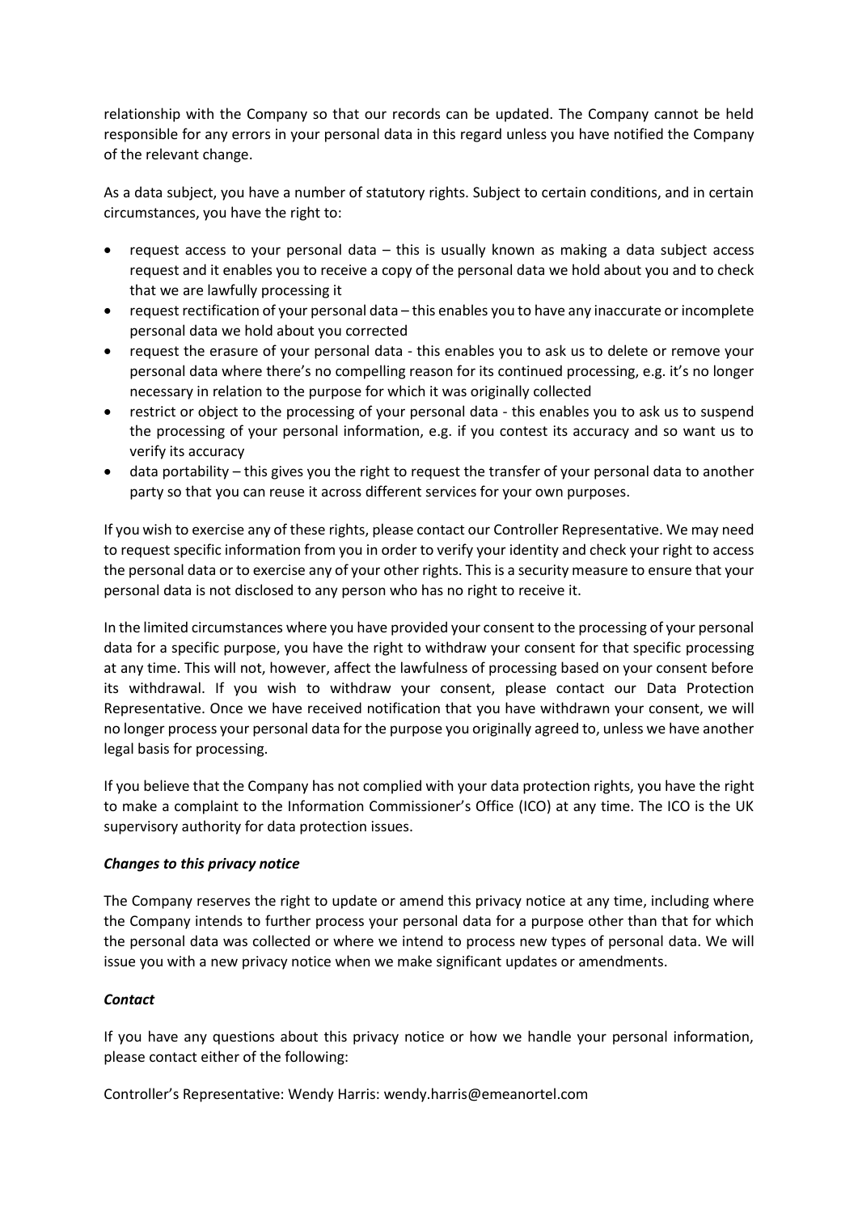relationship with the Company so that our records can be updated. The Company cannot be held responsible for any errors in your personal data in this regard unless you have notified the Company of the relevant change.

As a data subject, you have a number of statutory rights. Subject to certain conditions, and in certain circumstances, you have the right to:

- request access to your personal data – this is usually known as making a data subject access request and it enables you to receive a copy of the personal data we hold about you and to check that we are lawfully processing it
- request rectification of your personal data – this enables you to have any inaccurate or incomplete personal data we hold about you corrected
- request the erasure of your personal data - this enables you to ask us to delete or remove your personal data where there's no compelling reason for its continued processing, e.g. it's no longer necessary in relation to the purpose for which it was originally collected
- restrict or object to the processing of your personal data - this enables you to ask us to suspend the processing of your personal information, e.g. if you contest its accuracy and so want us to verify its accuracy
- data portability – this gives you the right to request the transfer of your personal data to another party so that you can reuse it across different services for your own purposes.

If you wish to exercise any of these rights, please contact our Controller Representative. We may need to request specific information from you in order to verify your identity and check your right to access the personal data or to exercise any of your other rights. This is a security measure to ensure that your personal data is not disclosed to any person who has no right to receive it.

In the limited circumstances where you have provided your consent to the processing of your personal data for a specific purpose, you have the right to withdraw your consent for that specific processing at any time. This will not, however, affect the lawfulness of processing based on your consent before its withdrawal. If you wish to withdraw your consent, please contact our Data Protection Representative. Once we have received notification that you have withdrawn your consent, we will no longer process your personal data for the purpose you originally agreed to, unless we have another legal basis for processing.

If you believe that the Company has not complied with your data protection rights, you have the right to make a complaint to the Information Commissioner's Office (ICO) at any time. The ICO is the UK supervisory authority for data protection issues.

***Changes to this privacy notice***

The Company reserves the right to update or amend this privacy notice at any time, including where the Company intends to further process your personal data for a purpose other than that for which the personal data was collected or where we intend to process new types of personal data. We will issue you with a new privacy notice when we make significant updates or amendments.

***Contact***

If you have any questions about this privacy notice or how we handle your personal information, please contact either of the following:

Controller's Representative: Wendy Harris: wendy.harris@emeanortel.com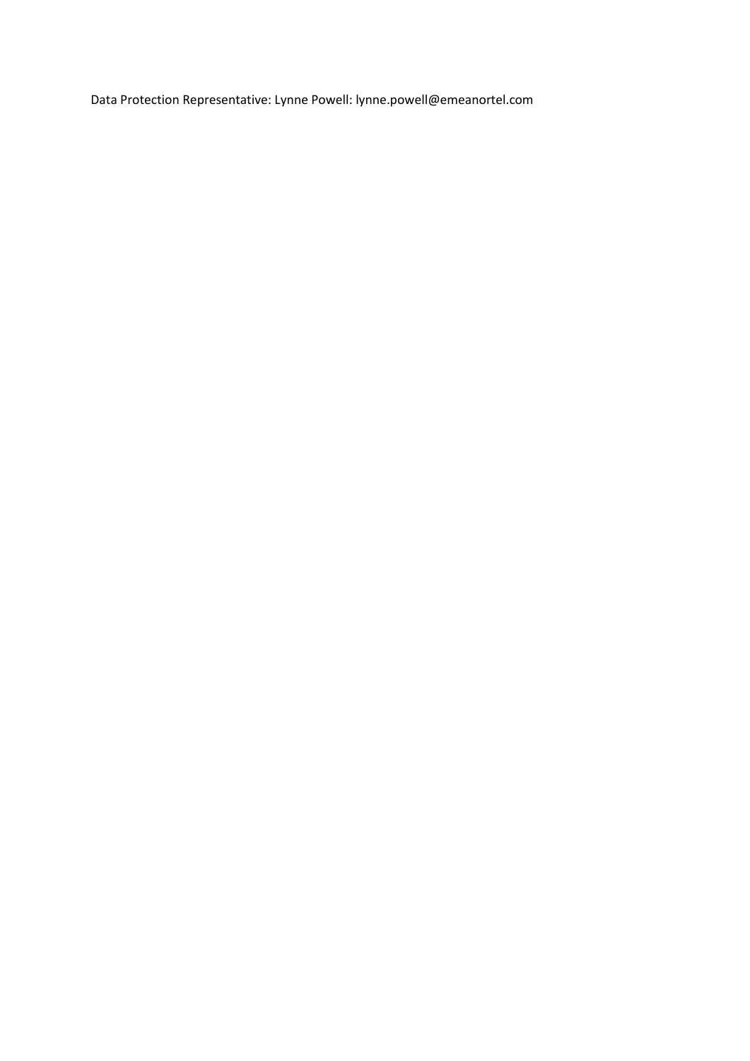Data Protection Representative: Lynne Powell: lynne.powell@emeanortel.com